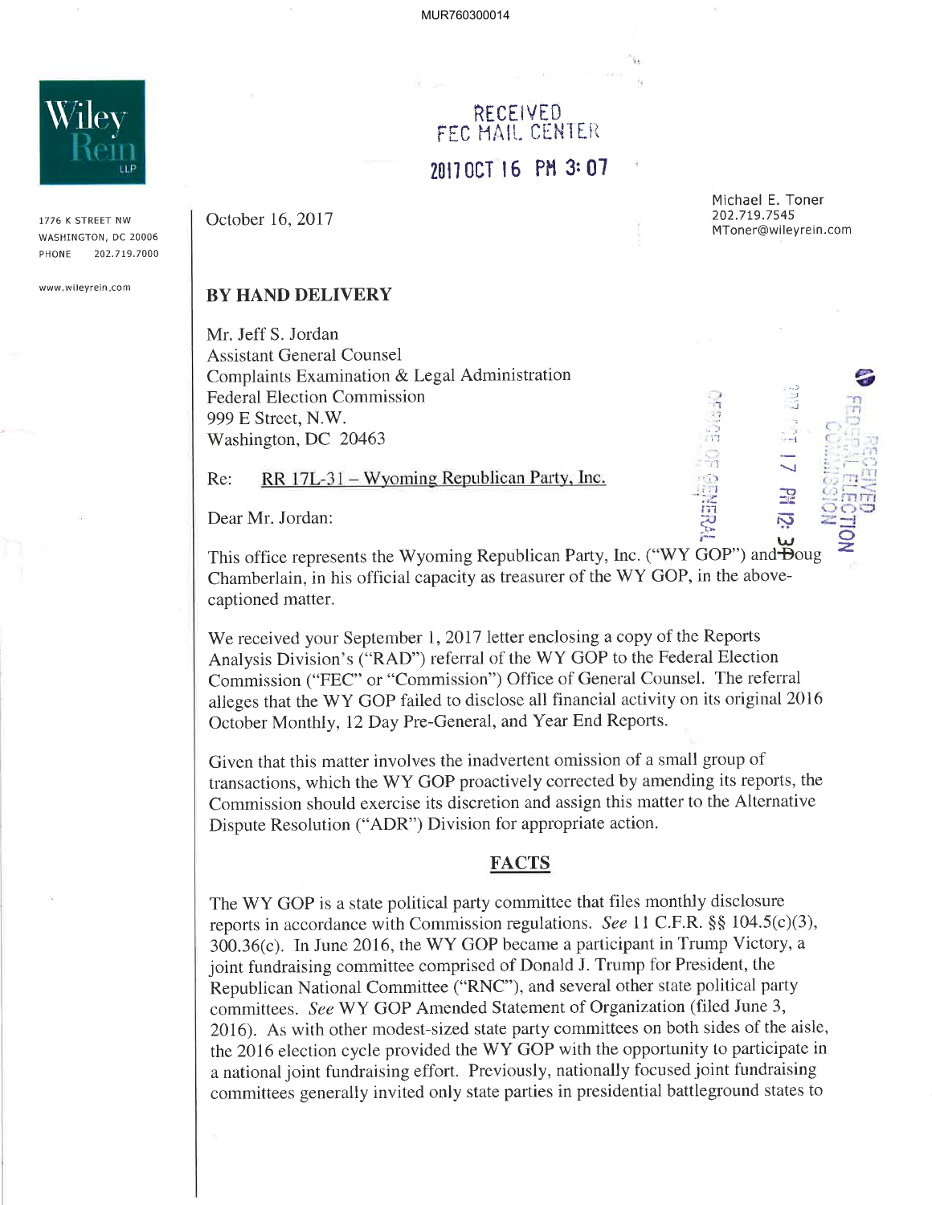MUR760300014

Wiley Rein LLP

1776 K STREET NW
WASHINGTON, DC 20006
PHONE 202.719.7000

www.wileyrein.com

RECEIVED
FEC MAIL CENTER
2017 OCT 16 PM 3:07

October 16, 2017

Michael E. Toner
202.719.7545
MToner@wileyrein.com

**BY HAND DELIVERY**

Mr. Jeff S. Jordan
Assistant General Counsel
Complaints Examination & Legal Administration
Federal Election Commission
999 E Street, N.W.
Washington, DC 20463

Re: RR 17L-31 – Wyoming Republican Party, Inc.

Dear Mr. Jordan:

This office represents the Wyoming Republican Party, Inc. ("WY GOP") and Doug Chamberlain, in his official capacity as treasurer of the WY GOP, in the above-captioned matter.

We received your September 1, 2017 letter enclosing a copy of the Reports Analysis Division's ("RAD") referral of the WY GOP to the Federal Election Commission ("FEC" or "Commission") Office of General Counsel. The referral alleges that the WY GOP failed to disclose all financial activity on its original 2016 October Monthly, 12 Day Pre-General, and Year End Reports.

Given that this matter involves the inadvertent omission of a small group of transactions, which the WY GOP proactively corrected by amending its reports, the Commission should exercise its discretion and assign this matter to the Alternative Dispute Resolution ("ADR") Division for appropriate action.

## FACTS

The WY GOP is a state political party committee that files monthly disclosure reports in accordance with Commission regulations. *See* 11 C.F.R. §§ 104.5(c)(3), 300.36(c). In June 2016, the WY GOP became a participant in Trump Victory, a joint fundraising committee comprised of Donald J. Trump for President, the Republican National Committee ("RNC"), and several other state political party committees. *See* WY GOP Amended Statement of Organization (filed June 3, 2016). As with other modest-sized state party committees on both sides of the aisle, the 2016 election cycle provided the WY GOP with the opportunity to participate in a national joint fundraising effort. Previously, nationally focused joint fundraising committees generally invited only state parties in presidential battleground states to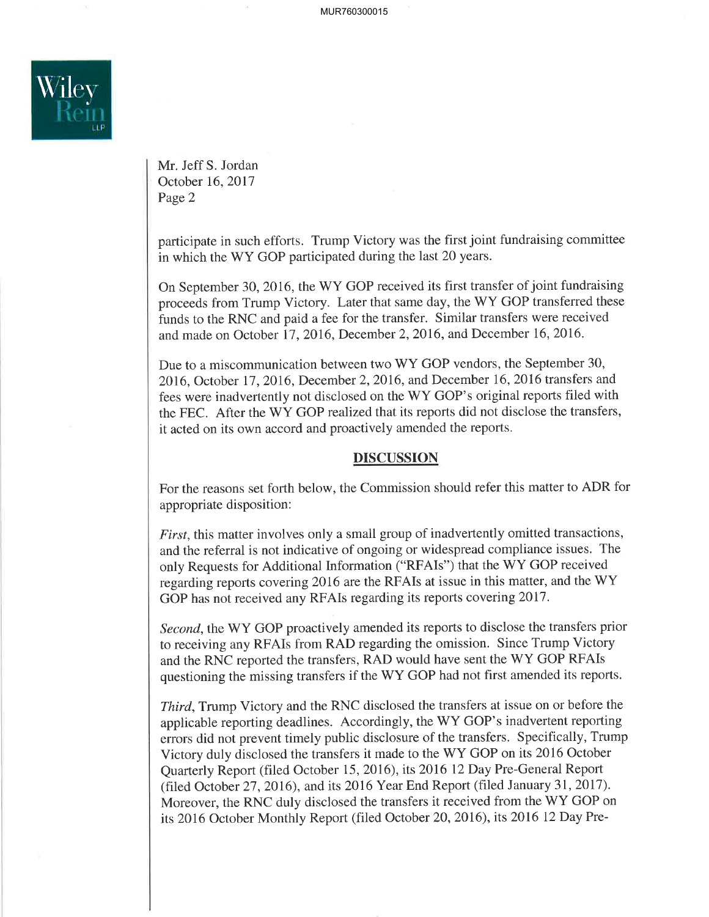Mr. Jeff S. Jordan
October 16, 2017
Page 2

participate in such efforts. Trump Victory was the first joint fundraising committee in which the WY GOP participated during the last 20 years.

On September 30, 2016, the WY GOP received its first transfer of joint fundraising proceeds from Trump Victory. Later that same day, the WY GOP transferred these funds to the RNC and paid a fee for the transfer. Similar transfers were received and made on October 17, 2016, December 2, 2016, and December 16, 2016.

Due to a miscommunication between two WY GOP vendors, the September 30, 2016, October 17, 2016, December 2, 2016, and December 16, 2016 transfers and fees were inadvertently not disclosed on the WY GOP's original reports filed with the FEC. After the WY GOP realized that its reports did not disclose the transfers, it acted on its own accord and proactively amended the reports.

## DISCUSSION

For the reasons set forth below, the Commission should refer this matter to ADR for appropriate disposition:

*First*, this matter involves only a small group of inadvertently omitted transactions, and the referral is not indicative of ongoing or widespread compliance issues. The only Requests for Additional Information ("RFAIs") that the WY GOP received regarding reports covering 2016 are the RFAIs at issue in this matter, and the WY GOP has not received any RFAIs regarding its reports covering 2017.

*Second*, the WY GOP proactively amended its reports to disclose the transfers prior to receiving any RFAIs from RAD regarding the omission. Since Trump Victory and the RNC reported the transfers, RAD would have sent the WY GOP RFAIs questioning the missing transfers if the WY GOP had not first amended its reports.

*Third*, Trump Victory and the RNC disclosed the transfers at issue on or before the applicable reporting deadlines. Accordingly, the WY GOP's inadvertent reporting errors did not prevent timely public disclosure of the transfers. Specifically, Trump Victory duly disclosed the transfers it made to the WY GOP on its 2016 October Quarterly Report (filed October 15, 2016), its 2016 12 Day Pre-General Report (filed October 27, 2016), and its 2016 Year End Report (filed January 31, 2017). Moreover, the RNC duly disclosed the transfers it received from the WY GOP on its 2016 October Monthly Report (filed October 20, 2016), its 2016 12 Day Pre-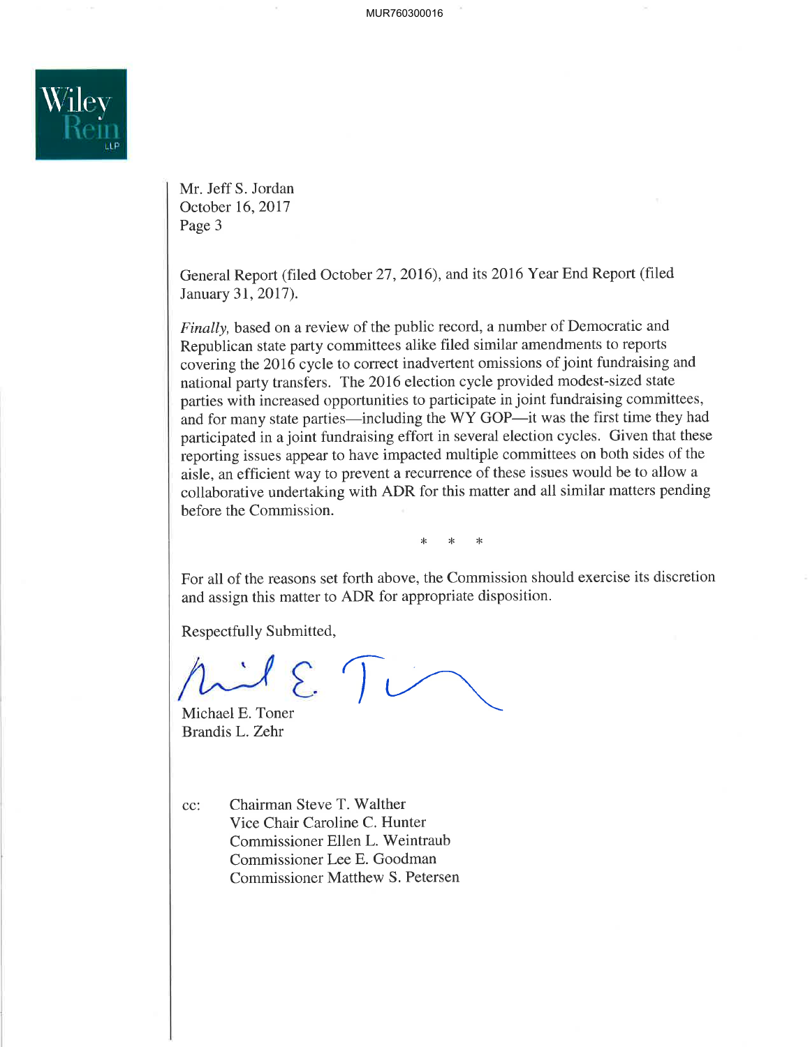Mr. Jeff S. Jordan
October 16, 2017
Page 3

General Report (filed October 27, 2016), and its 2016 Year End Report (filed January 31, 2017).

*Finally*, based on a review of the public record, a number of Democratic and Republican state party committees alike filed similar amendments to reports covering the 2016 cycle to correct inadvertent omissions of joint fundraising and national party transfers. The 2016 election cycle provided modest-sized state parties with increased opportunities to participate in joint fundraising committees, and for many state parties—including the WY GOP—it was the first time they had participated in a joint fundraising effort in several election cycles. Given that these reporting issues appear to have impacted multiple committees on both sides of the aisle, an efficient way to prevent a recurrence of these issues would be to allow a collaborative undertaking with ADR for this matter and all similar matters pending before the Commission.

\* \* \*

For all of the reasons set forth above, the Commission should exercise its discretion and assign this matter to ADR for appropriate disposition.

Respectfully Submitted,

Michael E. Toner
Brandis L. Zehr

cc: Chairman Steve T. Walther
Vice Chair Caroline C. Hunter
Commissioner Ellen L. Weintraub
Commissioner Lee E. Goodman
Commissioner Matthew S. Petersen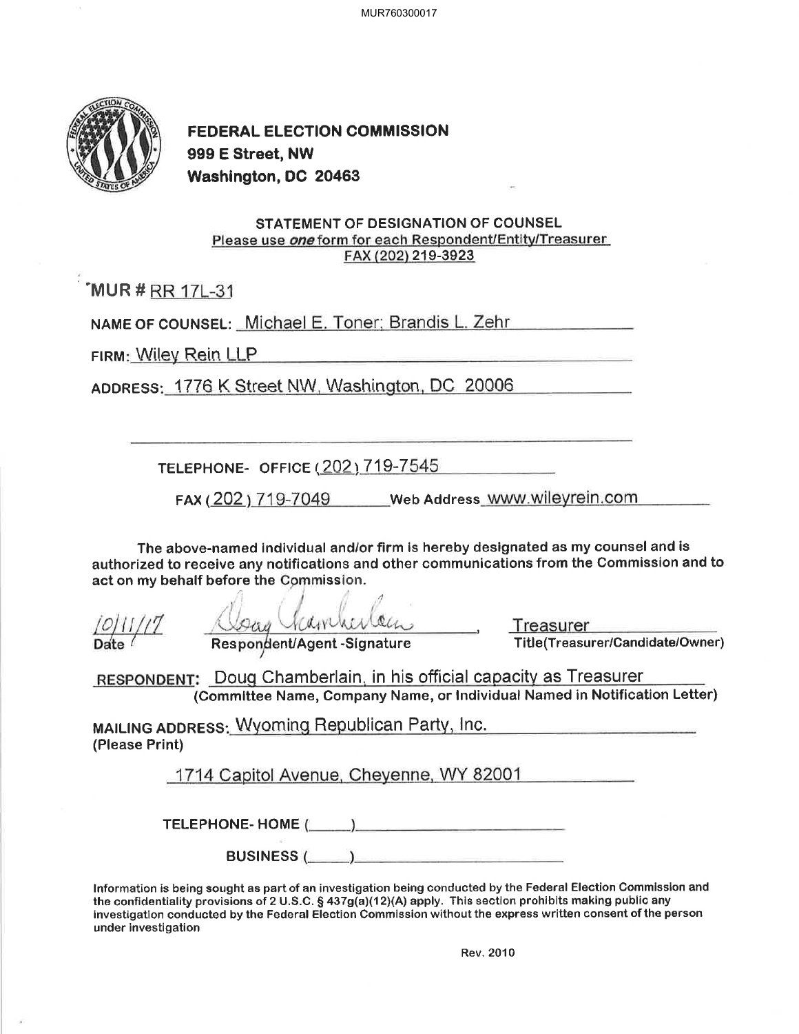**FEDERAL ELECTION COMMISSION**
**999 E Street, NW**
**Washington, DC 20463**

**STATEMENT OF DESIGNATION OF COUNSEL**
Please use *one* form for each Respondent/Entity/Treasurer
FAX (202) 219-3923

**MUR #** RR 17L-31

**NAME OF COUNSEL:** Michael E. Toner; Brandis L. Zehr

**FIRM:** Wiley Rein LLP

**ADDRESS:** 1776 K Street NW, Washington, DC 20006

**TELEPHONE- OFFICE** (202) 719-7545

**FAX** (202) 719-7049 **Web Address** www.wileyrein.com

**The above-named individual and/or firm is hereby designated as my counsel and is authorized to receive any notifications and other communications from the Commission and to act on my behalf before the Commission.**

10/11/17 — [signature: Doug Chamberlain], Treasurer
**Date** — **Respondent/Agent -Signature** — **Title(Treasurer/Candidate/Owner)**

**RESPONDENT:** Doug Chamberlain, in his official capacity as Treasurer
**(Committee Name, Company Name, or Individual Named in Notification Letter)**

**MAILING ADDRESS:** Wyoming Republican Party, Inc.
**(Please Print)**

1714 Capitol Avenue, Cheyenne, WY 82001

**TELEPHONE- HOME** (\_\_\_\_\_)

**BUSINESS** (\_\_\_\_\_)

**Information is being sought as part of an investigation being conducted by the Federal Election Commission and the confidentiality provisions of 2 U.S.C. § 437g(a)(12)(A) apply. This section prohibits making public any investigation conducted by the Federal Election Commission without the express written consent of the person under investigation**

Rev. 2010